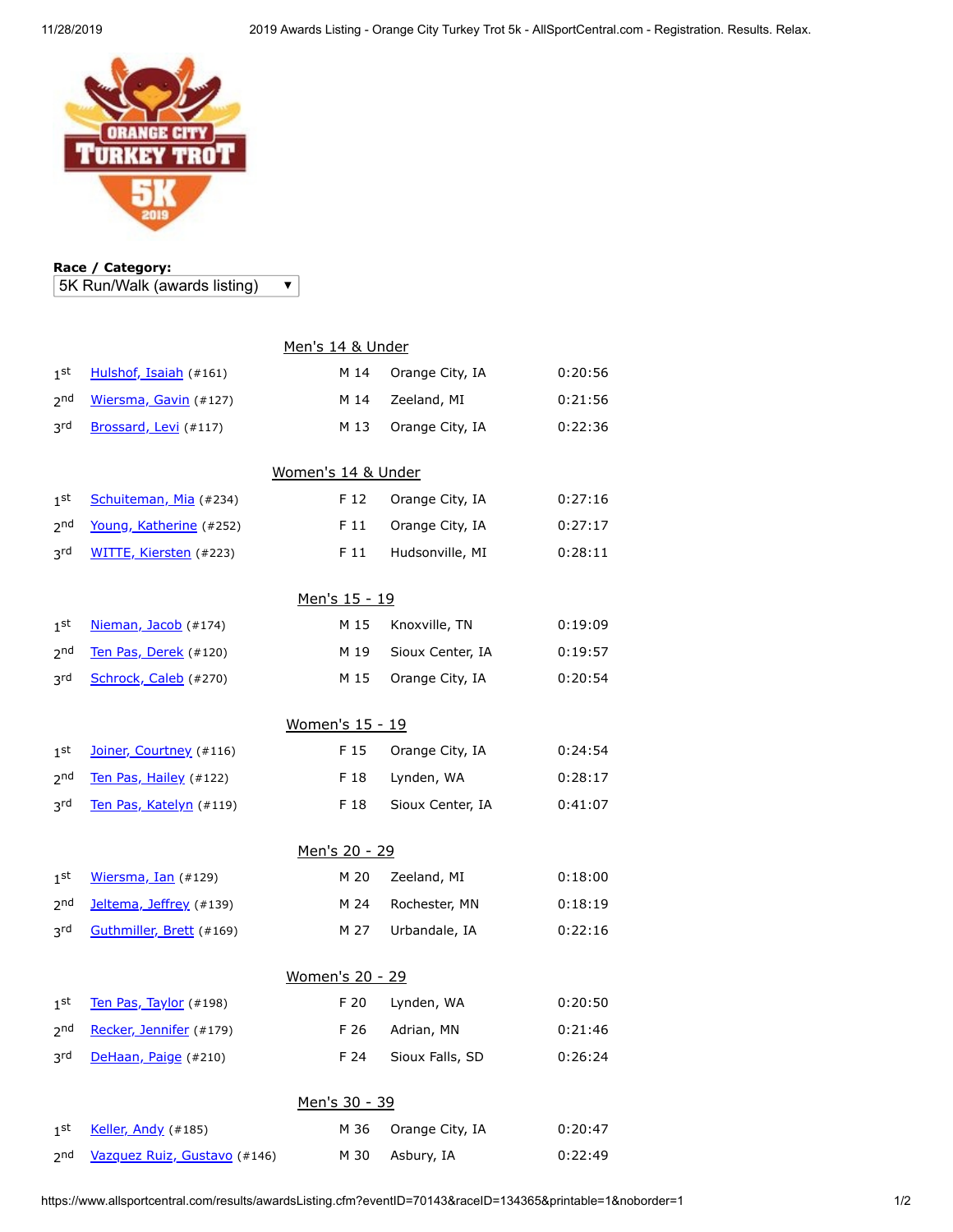**Race / Category:**

5K Run/Walk (awards listing)

## Men's 14 & Under

| Place | Name | Sex/Age | Hometown | Time |
|---|---|---|---|---|
| 1st | Hulshof, Isaiah (#161) | M 14 | Orange City, IA | 0:20:56 |
| 2nd | Wiersma, Gavin (#127) | M 14 | Zeeland, MI | 0:21:56 |
| 3rd | Brossard, Levi (#117) | M 13 | Orange City, IA | 0:22:36 |

## Women's 14 & Under

| Place | Name | Sex/Age | Hometown | Time |
|---|---|---|---|---|
| 1st | Schuiteman, Mia (#234) | F 12 | Orange City, IA | 0:27:16 |
| 2nd | Young, Katherine (#252) | F 11 | Orange City, IA | 0:27:17 |
| 3rd | WITTE, Kiersten (#223) | F 11 | Hudsonville, MI | 0:28:11 |

## Men's 15 - 19

| Place | Name | Sex/Age | Hometown | Time |
|---|---|---|---|---|
| 1st | Nieman, Jacob (#174) | M 15 | Knoxville, TN | 0:19:09 |
| 2nd | Ten Pas, Derek (#120) | M 19 | Sioux Center, IA | 0:19:57 |
| 3rd | Schrock, Caleb (#270) | M 15 | Orange City, IA | 0:20:54 |

## Women's 15 - 19

| Place | Name | Sex/Age | Hometown | Time |
|---|---|---|---|---|
| 1st | Joiner, Courtney (#116) | F 15 | Orange City, IA | 0:24:54 |
| 2nd | Ten Pas, Hailey (#122) | F 18 | Lynden, WA | 0:28:17 |
| 3rd | Ten Pas, Katelyn (#119) | F 18 | Sioux Center, IA | 0:41:07 |

## Men's 20 - 29

| Place | Name | Sex/Age | Hometown | Time |
|---|---|---|---|---|
| 1st | Wiersma, Ian (#129) | M 20 | Zeeland, MI | 0:18:00 |
| 2nd | Jeltema, Jeffrey (#139) | M 24 | Rochester, MN | 0:18:19 |
| 3rd | Guthmiller, Brett (#169) | M 27 | Urbandale, IA | 0:22:16 |

## Women's 20 - 29

| Place | Name | Sex/Age | Hometown | Time |
|---|---|---|---|---|
| 1st | Ten Pas, Taylor (#198) | F 20 | Lynden, WA | 0:20:50 |
| 2nd | Recker, Jennifer (#179) | F 26 | Adrian, MN | 0:21:46 |
| 3rd | DeHaan, Paige (#210) | F 24 | Sioux Falls, SD | 0:26:24 |

## Men's 30 - 39

| Place | Name | Sex/Age | Hometown | Time |
|---|---|---|---|---|
| 1st | Keller, Andy (#185) | M 36 | Orange City, IA | 0:20:47 |
| 2nd | Vazquez Ruiz, Gustavo (#146) | M 30 | Asbury, IA | 0:22:49 |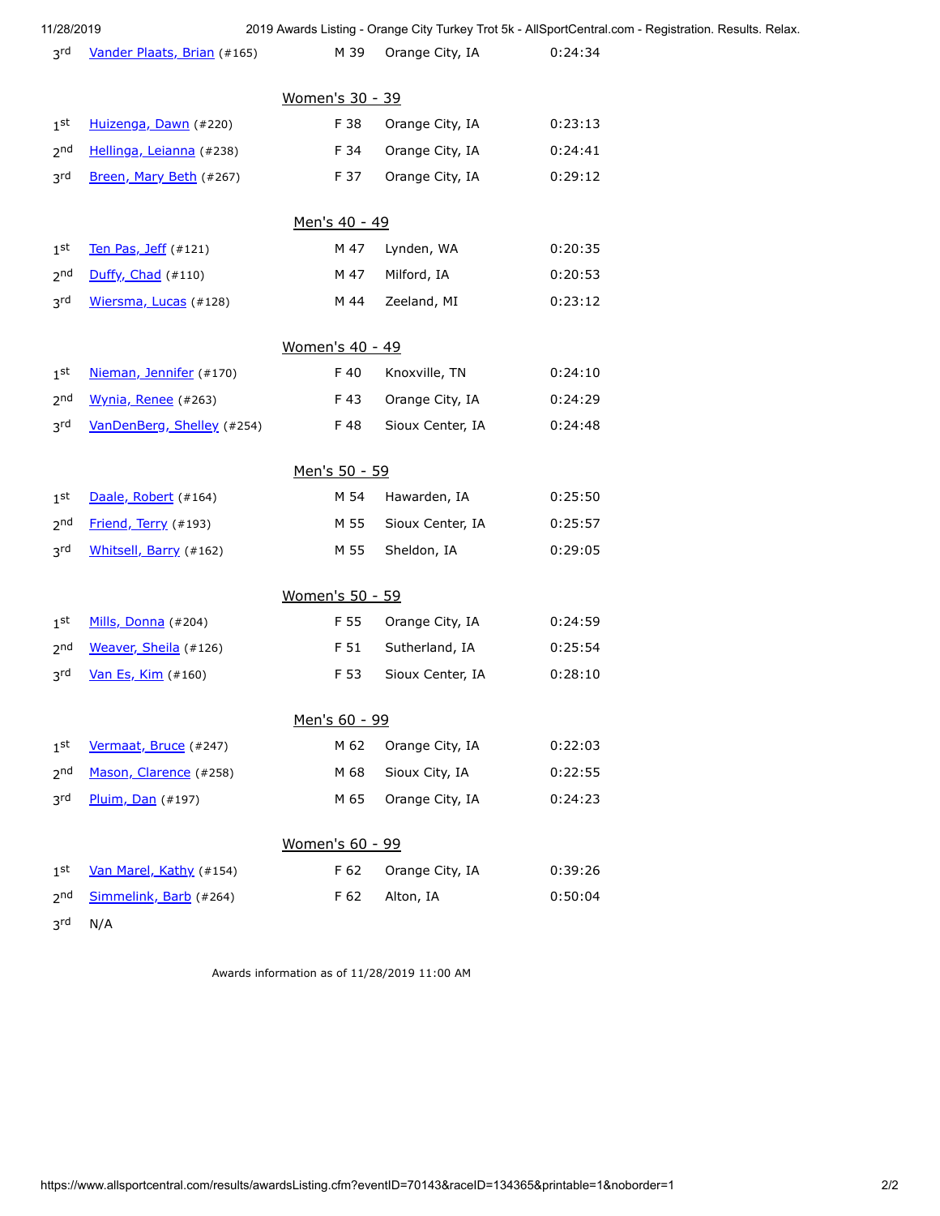| | | | | |
|---|---|---|---|---|
| 3rd | Vander Plaats, Brian (#165) | M 39 | Orange City, IA | 0:24:34 |

## Women's 30 - 39

| | | | | |
|---|---|---|---|---|
| 1st | Huizenga, Dawn (#220) | F 38 | Orange City, IA | 0:23:13 |
| 2nd | Hellinga, Leianna (#238) | F 34 | Orange City, IA | 0:24:41 |
| 3rd | Breen, Mary Beth (#267) | F 37 | Orange City, IA | 0:29:12 |

## Men's 40 - 49

| | | | | |
|---|---|---|---|---|
| 1st | Ten Pas, Jeff (#121) | M 47 | Lynden, WA | 0:20:35 |
| 2nd | Duffy, Chad (#110) | M 47 | Milford, IA | 0:20:53 |
| 3rd | Wiersma, Lucas (#128) | M 44 | Zeeland, MI | 0:23:12 |

## Women's 40 - 49

| | | | | |
|---|---|---|---|---|
| 1st | Nieman, Jennifer (#170) | F 40 | Knoxville, TN | 0:24:10 |
| 2nd | Wynia, Renee (#263) | F 43 | Orange City, IA | 0:24:29 |
| 3rd | VanDenBerg, Shelley (#254) | F 48 | Sioux Center, IA | 0:24:48 |

## Men's 50 - 59

| | | | | |
|---|---|---|---|---|
| 1st | Daale, Robert (#164) | M 54 | Hawarden, IA | 0:25:50 |
| 2nd | Friend, Terry (#193) | M 55 | Sioux Center, IA | 0:25:57 |
| 3rd | Whitsell, Barry (#162) | M 55 | Sheldon, IA | 0:29:05 |

## Women's 50 - 59

| | | | | |
|---|---|---|---|---|
| 1st | Mills, Donna (#204) | F 55 | Orange City, IA | 0:24:59 |
| 2nd | Weaver, Sheila (#126) | F 51 | Sutherland, IA | 0:25:54 |
| 3rd | Van Es, Kim (#160) | F 53 | Sioux Center, IA | 0:28:10 |

## Men's 60 - 99

| | | | | |
|---|---|---|---|---|
| 1st | Vermaat, Bruce (#247) | M 62 | Orange City, IA | 0:22:03 |
| 2nd | Mason, Clarence (#258) | M 68 | Sioux City, IA | 0:22:55 |
| 3rd | Pluim, Dan (#197) | M 65 | Orange City, IA | 0:24:23 |

## Women's 60 - 99

| | | | | |
|---|---|---|---|---|
| 1st | Van Marel, Kathy (#154) | F 62 | Orange City, IA | 0:39:26 |
| 2nd | Simmelink, Barb (#264) | F 62 | Alton, IA | 0:50:04 |
| 3rd | N/A | | | |

Awards information as of 11/28/2019 11:00 AM